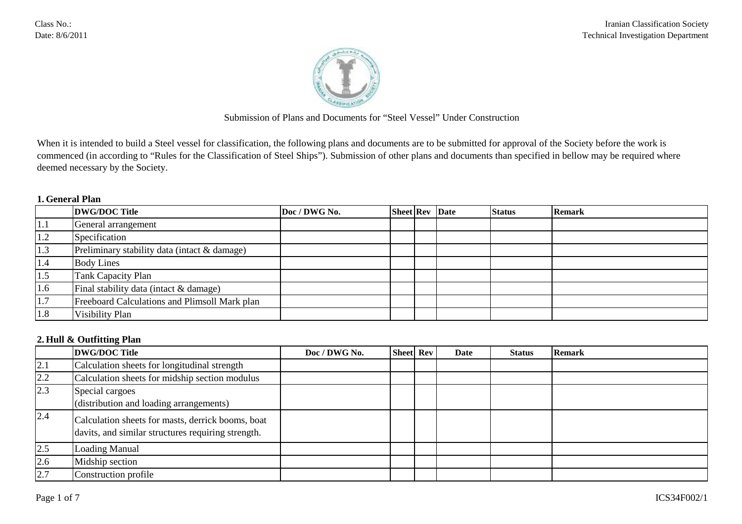Class No.:
Date: 8/6/2011

Iranian Classification Society
Technical Investigation Department

Submission of Plans and Documents for "Steel Vessel" Under Construction

When it is intended to build a Steel vessel for classification, the following plans and documents are to be submitted for approval of the Society before the work is commenced (in according to "Rules for the Classification of Steel Ships"). Submission of other plans and documents than specified in bellow may be required where deemed necessary by the Society.

**1. General Plan**

| | DWG/DOC Title | Doc / DWG No. | Sheet | Rev | Date | Status | Remark |
|---|---|---|---|---|---|---|---|
| 1.1 | General arrangement | | | | | | |
| 1.2 | Specification | | | | | | |
| 1.3 | Preliminary stability data (intact & damage) | | | | | | |
| 1.4 | Body Lines | | | | | | |
| 1.5 | Tank Capacity Plan | | | | | | |
| 1.6 | Final stability data (intact & damage) | | | | | | |
| 1.7 | Freeboard Calculations and Plimsoll Mark plan | | | | | | |
| 1.8 | Visibility Plan | | | | | | |

**2. Hull & Outfitting Plan**

| | DWG/DOC Title | Doc / DWG No. | Sheet | Rev | Date | Status | Remark |
|---|---|---|---|---|---|---|---|
| 2.1 | Calculation sheets for longitudinal strength | | | | | | |
| 2.2 | Calculation sheets for midship section modulus | | | | | | |
| 2.3 | Special cargoes (distribution and loading arrangements) | | | | | | |
| 2.4 | Calculation sheets for masts, derrick booms, boat davits, and similar structures requiring strength. | | | | | | |
| 2.5 | Loading Manual | | | | | | |
| 2.6 | Midship section | | | | | | |
| 2.7 | Construction profile | | | | | | |

ICS34F002/1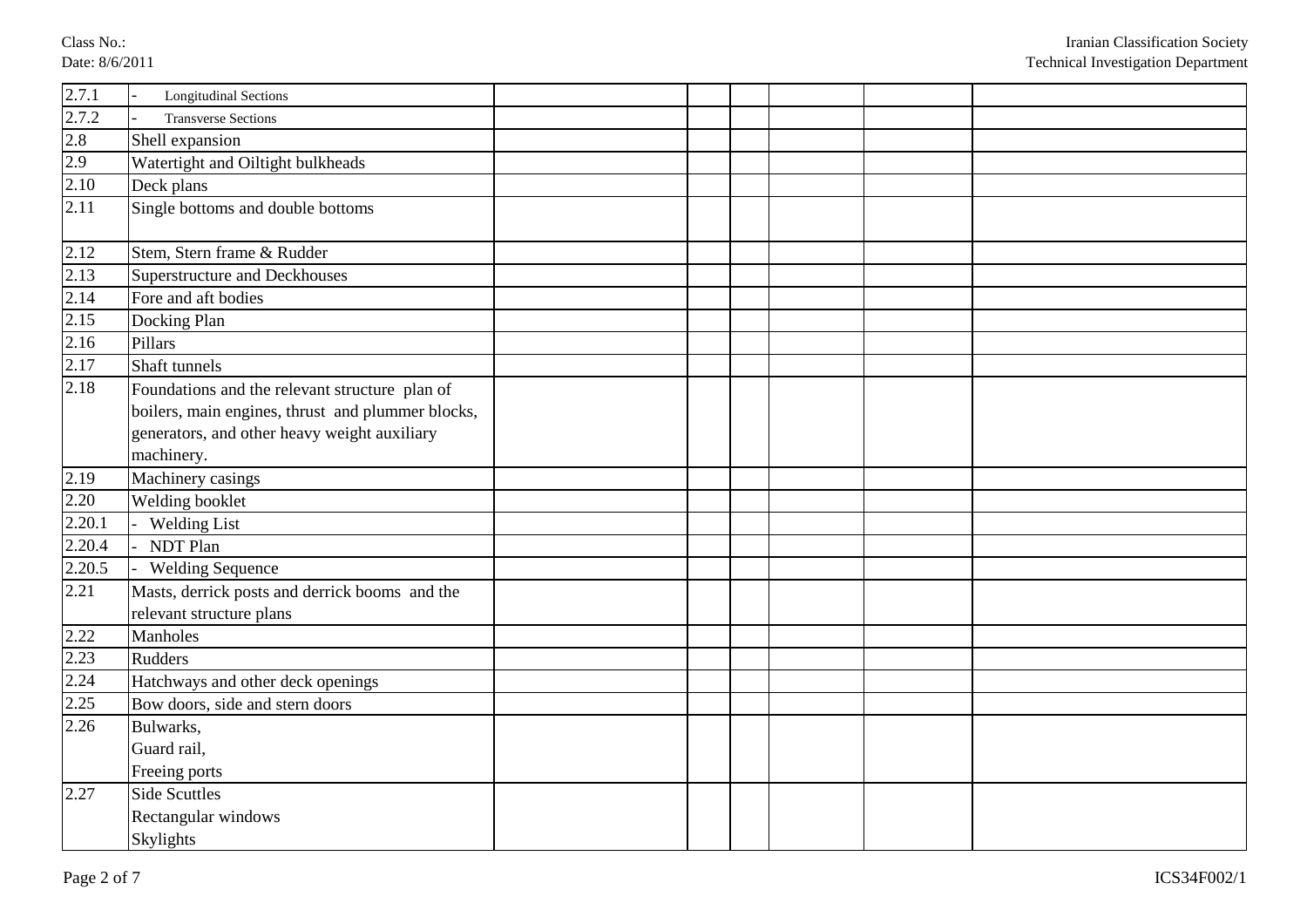| | | | | | | | |
|---|---|---|---|---|---|---|---|
| 2.7.1 | - Longitudinal Sections | | | | | | |
| 2.7.2 | - Transverse Sections | | | | | | |
| 2.8 | Shell expansion | | | | | | |
| 2.9 | Watertight and Oiltight bulkheads | | | | | | |
| 2.10 | Deck plans | | | | | | |
| 2.11 | Single bottoms and double bottoms | | | | | | |
| 2.12 | Stem, Stern frame & Rudder | | | | | | |
| 2.13 | Superstructure and Deckhouses | | | | | | |
| 2.14 | Fore and aft bodies | | | | | | |
| 2.15 | Docking Plan | | | | | | |
| 2.16 | Pillars | | | | | | |
| 2.17 | Shaft tunnels | | | | | | |
| 2.18 | Foundations and the relevant structure plan of boilers, main engines, thrust and plummer blocks, generators, and other heavy weight auxiliary machinery. | | | | | | |
| 2.19 | Machinery casings | | | | | | |
| 2.20 | Welding booklet | | | | | | |
| 2.20.1 | - Welding List | | | | | | |
| 2.20.4 | - NDT Plan | | | | | | |
| 2.20.5 | - Welding Sequence | | | | | | |
| 2.21 | Masts, derrick posts and derrick booms and the relevant structure plans | | | | | | |
| 2.22 | Manholes | | | | | | |
| 2.23 | Rudders | | | | | | |
| 2.24 | Hatchways and other deck openings | | | | | | |
| 2.25 | Bow doors, side and stern doors | | | | | | |
| 2.26 | Bulwarks,<br>Guard rail,<br>Freeing ports | | | | | | |
| 2.27 | Side Scuttles<br>Rectangular windows<br>Skylights | | | | | | |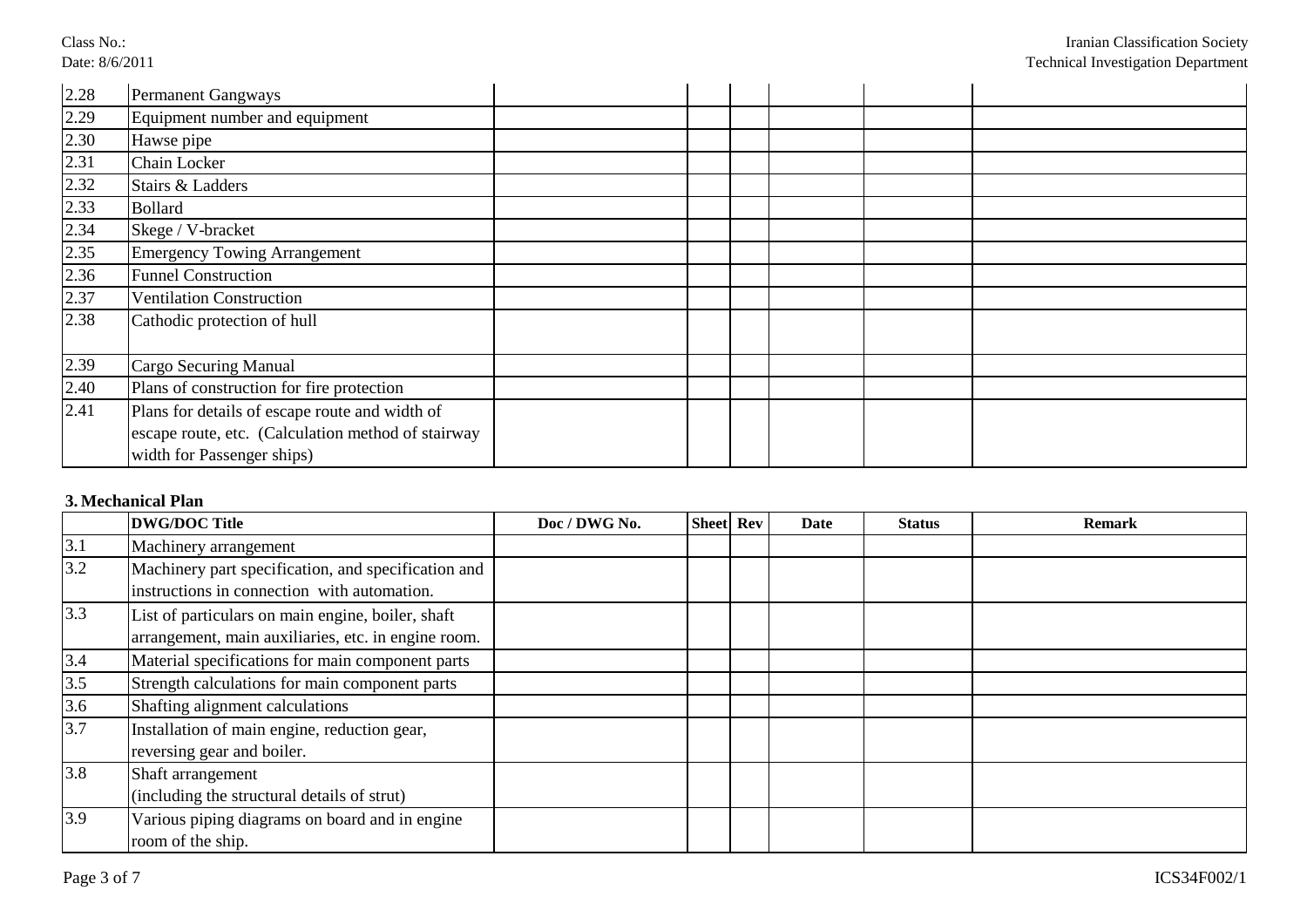| | | | | | | | |
|---|---|---|---|---|---|---|---|
| 2.28 | Permanent Gangways | | | | | | |
| 2.29 | Equipment number and equipment | | | | | | |
| 2.30 | Hawse pipe | | | | | | |
| 2.31 | Chain Locker | | | | | | |
| 2.32 | Stairs & Ladders | | | | | | |
| 2.33 | Bollard | | | | | | |
| 2.34 | Skege / V-bracket | | | | | | |
| 2.35 | Emergency Towing Arrangement | | | | | | |
| 2.36 | Funnel Construction | | | | | | |
| 2.37 | Ventilation Construction | | | | | | |
| 2.38 | Cathodic protection of hull | | | | | | |
| 2.39 | Cargo Securing Manual | | | | | | |
| 2.40 | Plans of construction for fire protection | | | | | | |
| 2.41 | Plans for details of escape route and width of escape route, etc. (Calculation method of stairway width for Passenger ships) | | | | | | |

**3. Mechanical Plan**

| | DWG/DOC Title | Doc / DWG No. | Sheet | Rev | Date | Status | Remark |
|---|---|---|---|---|---|---|---|
| 3.1 | Machinery arrangement | | | | | | |
| 3.2 | Machinery part specification, and specification and instructions in connection with automation. | | | | | | |
| 3.3 | List of particulars on main engine, boiler, shaft arrangement, main auxiliaries, etc. in engine room. | | | | | | |
| 3.4 | Material specifications for main component parts | | | | | | |
| 3.5 | Strength calculations for main component parts | | | | | | |
| 3.6 | Shafting alignment calculations | | | | | | |
| 3.7 | Installation of main engine, reduction gear, reversing gear and boiler. | | | | | | |
| 3.8 | Shaft arrangement (including the structural details of strut) | | | | | | |
| 3.9 | Various piping diagrams on board and in engine room of the ship. | | | | | | |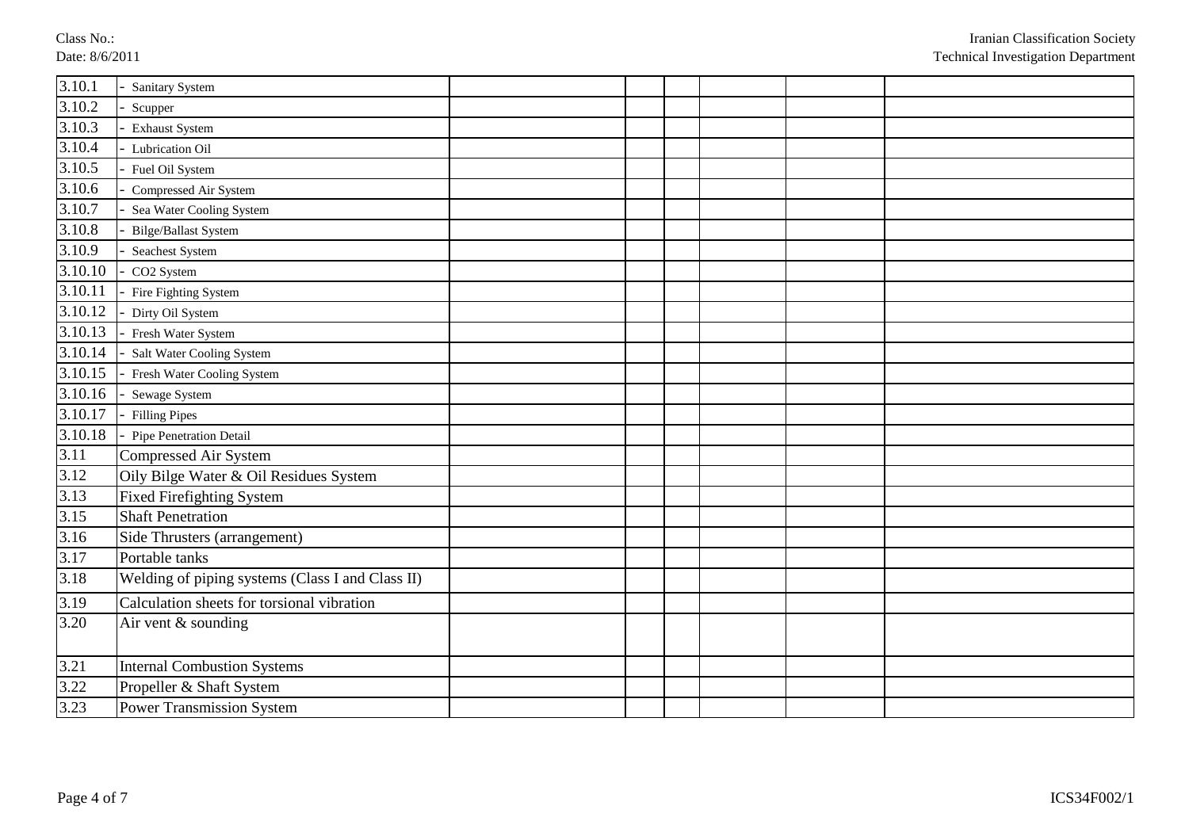| | | | | | | | |
|---|---|---|---|---|---|---|---|
| 3.10.1 | - Sanitary System | | | | | | |
| 3.10.2 | - Scupper | | | | | | |
| 3.10.3 | - Exhaust System | | | | | | |
| 3.10.4 | - Lubrication Oil | | | | | | |
| 3.10.5 | - Fuel Oil System | | | | | | |
| 3.10.6 | - Compressed Air System | | | | | | |
| 3.10.7 | - Sea Water Cooling System | | | | | | |
| 3.10.8 | - Bilge/Ballast System | | | | | | |
| 3.10.9 | - Seachest System | | | | | | |
| 3.10.10 | - CO2 System | | | | | | |
| 3.10.11 | - Fire Fighting System | | | | | | |
| 3.10.12 | - Dirty Oil System | | | | | | |
| 3.10.13 | - Fresh Water System | | | | | | |
| 3.10.14 | - Salt Water Cooling System | | | | | | |
| 3.10.15 | - Fresh Water Cooling System | | | | | | |
| 3.10.16 | - Sewage System | | | | | | |
| 3.10.17 | - Filling Pipes | | | | | | |
| 3.10.18 | - Pipe Penetration Detail | | | | | | |
| 3.11 | Compressed Air System | | | | | | |
| 3.12 | Oily Bilge Water & Oil Residues System | | | | | | |
| 3.13 | Fixed Firefighting System | | | | | | |
| 3.15 | Shaft Penetration | | | | | | |
| 3.16 | Side Thrusters (arrangement) | | | | | | |
| 3.17 | Portable tanks | | | | | | |
| 3.18 | Welding of piping systems (Class I and Class II) | | | | | | |
| 3.19 | Calculation sheets for torsional vibration | | | | | | |
| 3.20 | Air vent & sounding | | | | | | |
| 3.21 | Internal Combustion Systems | | | | | | |
| 3.22 | Propeller & Shaft System | | | | | | |
| 3.23 | Power Transmission System | | | | | | |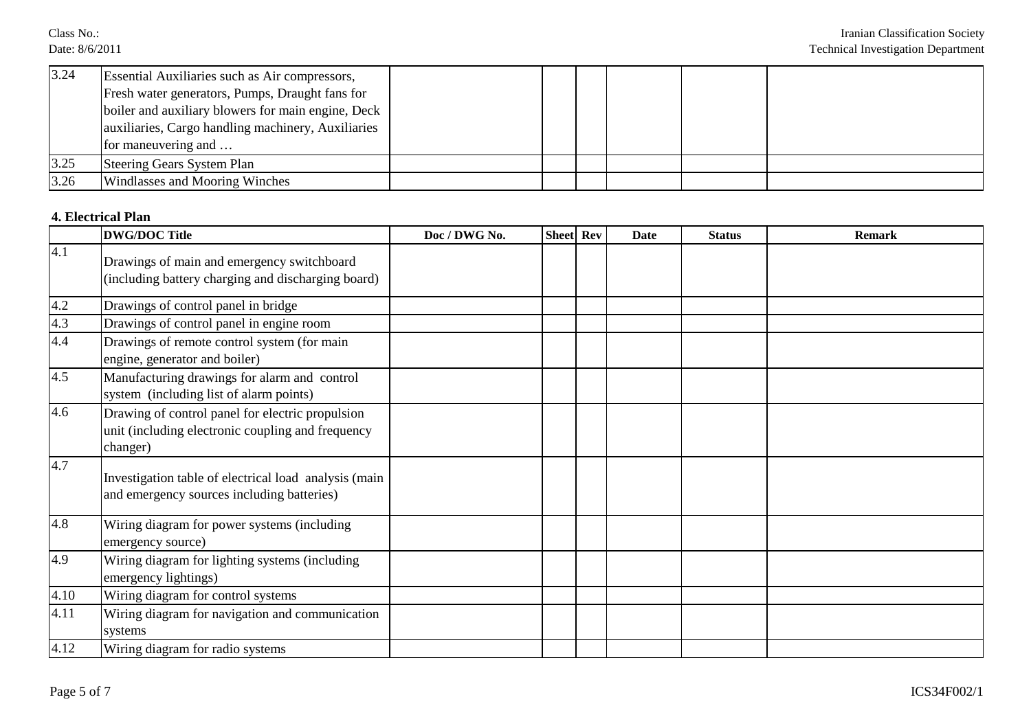| | | | | | | | |
|---|---|---|---|---|---|---|---|
| 3.24 | Essential Auxiliaries such as Air compressors, Fresh water generators, Pumps, Draught fans for boiler and auxiliary blowers for main engine, Deck auxiliaries, Cargo handling machinery, Auxiliaries for maneuvering and … | | | | | | |
| 3.25 | Steering Gears System Plan | | | | | | |
| 3.26 | Windlasses and Mooring Winches | | | | | | |

**4. Electrical Plan**

| | DWG/DOC Title | Doc / DWG No. | Sheet | Rev | Date | Status | Remark |
|---|---|---|---|---|---|---|---|
| 4.1 | Drawings of main and emergency switchboard (including battery charging and discharging board) | | | | | | |
| 4.2 | Drawings of control panel in bridge | | | | | | |
| 4.3 | Drawings of control panel in engine room | | | | | | |
| 4.4 | Drawings of remote control system (for main engine, generator and boiler) | | | | | | |
| 4.5 | Manufacturing drawings for alarm and control system (including list of alarm points) | | | | | | |
| 4.6 | Drawing of control panel for electric propulsion unit (including electronic coupling and frequency changer) | | | | | | |
| 4.7 | Investigation table of electrical load analysis (main and emergency sources including batteries) | | | | | | |
| 4.8 | Wiring diagram for power systems (including emergency source) | | | | | | |
| 4.9 | Wiring diagram for lighting systems (including emergency lightings) | | | | | | |
| 4.10 | Wiring diagram for control systems | | | | | | |
| 4.11 | Wiring diagram for navigation and communication systems | | | | | | |
| 4.12 | Wiring diagram for radio systems | | | | | | |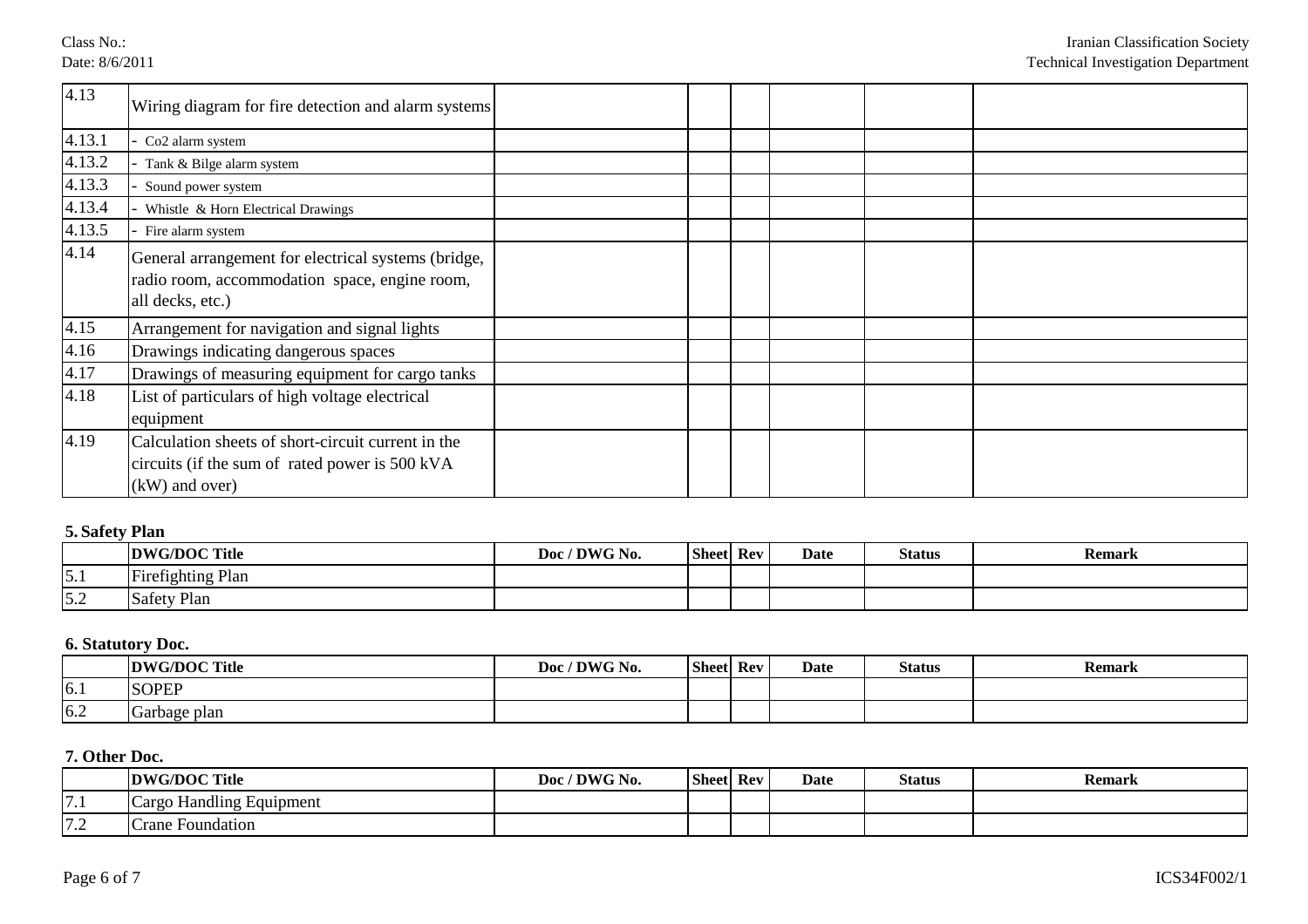| | | | | | | | |
|---|---|---|---|---|---|---|---|
| 4.13 | Wiring diagram for fire detection and alarm systems | | | | | | |
| 4.13.1 | - Co2 alarm system | | | | | | |
| 4.13.2 | - Tank & Bilge alarm system | | | | | | |
| 4.13.3 | - Sound power system | | | | | | |
| 4.13.4 | - Whistle & Horn Electrical Drawings | | | | | | |
| 4.13.5 | - Fire alarm system | | | | | | |
| 4.14 | General arrangement for electrical systems (bridge, radio room, accommodation space, engine room, all decks, etc.) | | | | | | |
| 4.15 | Arrangement for navigation and signal lights | | | | | | |
| 4.16 | Drawings indicating dangerous spaces | | | | | | |
| 4.17 | Drawings of measuring equipment for cargo tanks | | | | | | |
| 4.18 | List of particulars of high voltage electrical equipment | | | | | | |
| 4.19 | Calculation sheets of short-circuit current in the circuits (if the sum of rated power is 500 kVA (kW) and over) | | | | | | |

**5. Safety Plan**

| | DWG/DOC Title | Doc / DWG No. | Sheet | Rev | Date | Status | Remark |
|---|---|---|---|---|---|---|---|
| 5.1 | Firefighting Plan | | | | | | |
| 5.2 | Safety Plan | | | | | | |

**6. Statutory Doc.**

| | DWG/DOC Title | Doc / DWG No. | Sheet | Rev | Date | Status | Remark |
|---|---|---|---|---|---|---|---|
| 6.1 | SOPEP | | | | | | |
| 6.2 | Garbage plan | | | | | | |

**7. Other Doc.**

| | DWG/DOC Title | Doc / DWG No. | Sheet | Rev | Date | Status | Remark |
|---|---|---|---|---|---|---|---|
| 7.1 | Cargo Handling Equipment | | | | | | |
| 7.2 | Crane Foundation | | | | | | |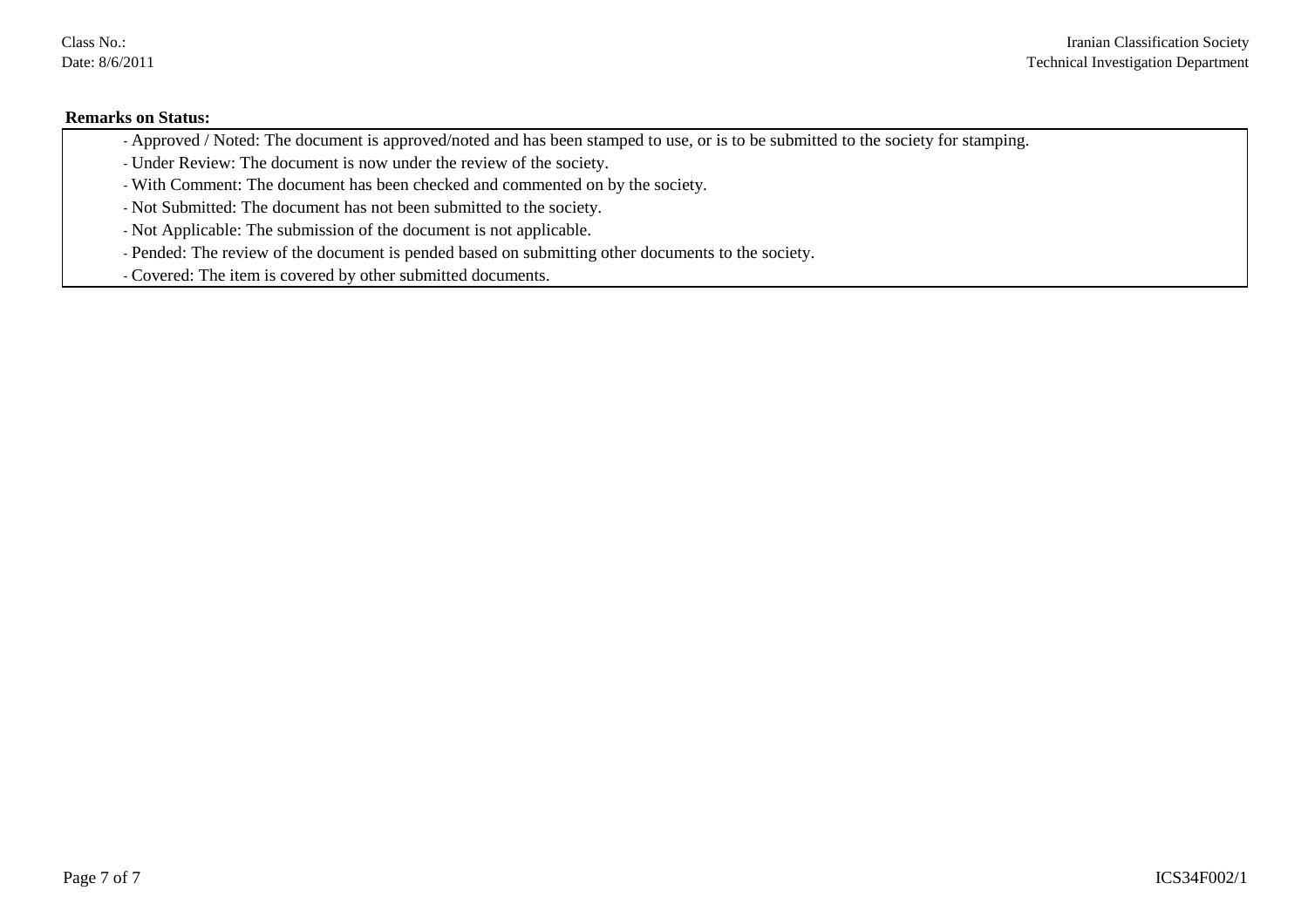**Remarks on Status:**

- Approved / Noted: The document is approved/noted and has been stamped to use, or is to be submitted to the society for stamping.
- Under Review: The document is now under the review of the society.
- With Comment: The document has been checked and commented on by the society.
- Not Submitted: The document has not been submitted to the society.
- Not Applicable: The submission of the document is not applicable.
- Pended: The review of the document is pended based on submitting other documents to the society.
- Covered: The item is covered by other submitted documents.